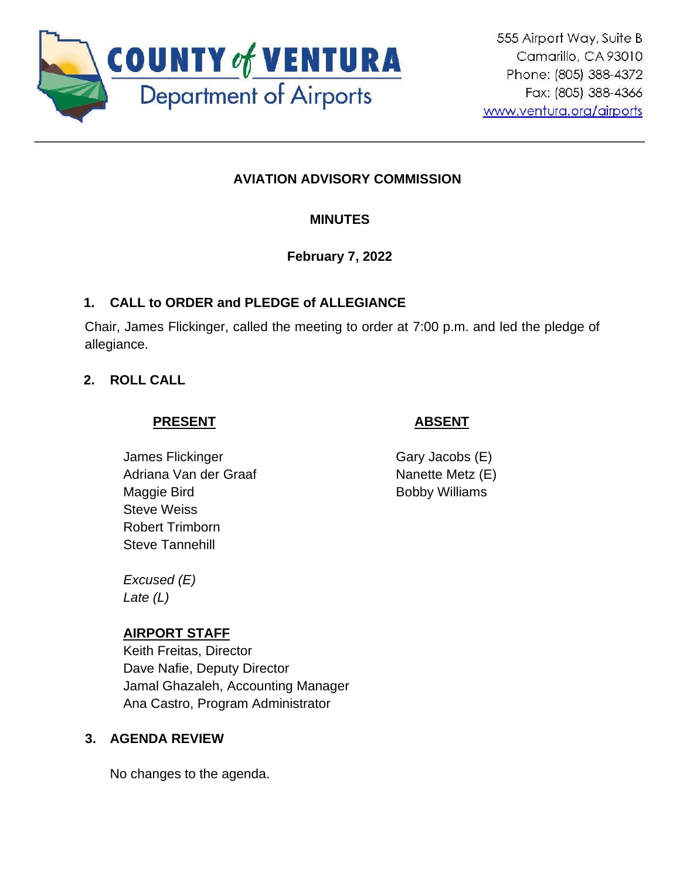COUNTY of VENTURA
Department of Airports

555 Airport Way, Suite B
Camarillo, CA 93010
Phone: (805) 388-4372
Fax: (805) 388-4366
www.ventura.org/airports

---

# AVIATION ADVISORY COMMISSION

## MINUTES

**February 7, 2022**

### 1. CALL to ORDER and PLEDGE of ALLEGIANCE

Chair, James Flickinger, called the meeting to order at 7:00 p.m. and led the pledge of allegiance.

### 2. ROLL CALL

| PRESENT | ABSENT |
|---|---|
| James Flickinger | Gary Jacobs (E) |
| Adriana Van der Graaf | Nanette Metz (E) |
| Maggie Bird | Bobby Williams |
| Steve Weiss | |
| Robert Trimborn | |
| Steve Tannehill | |

*Excused (E)*
*Late (L)*

**AIRPORT STAFF**
Keith Freitas, Director
Dave Nafie, Deputy Director
Jamal Ghazaleh, Accounting Manager
Ana Castro, Program Administrator

### 3. AGENDA REVIEW

No changes to the agenda.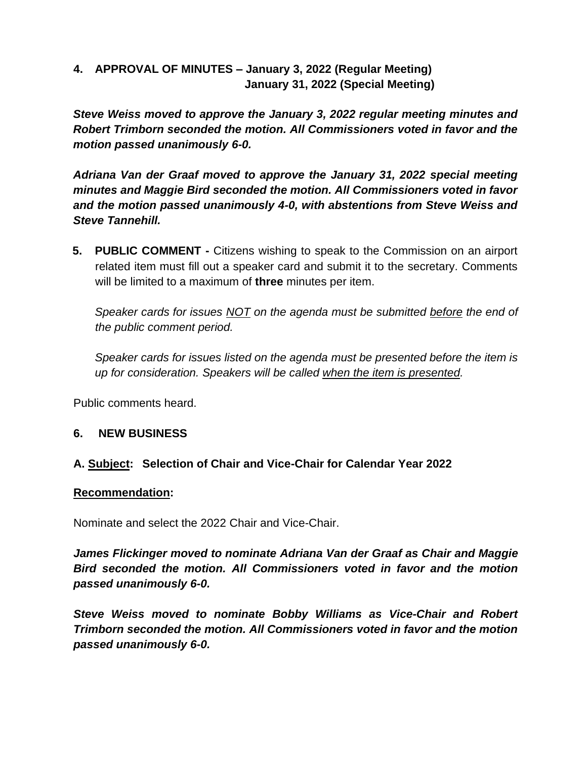**4. APPROVAL OF MINUTES – January 3, 2022 (Regular Meeting)**
**January 31, 2022 (Special Meeting)**

***Steve Weiss moved to approve the January 3, 2022 regular meeting minutes and Robert Trimborn seconded the motion. All Commissioners voted in favor and the motion passed unanimously 6-0.***

***Adriana Van der Graaf moved to approve the January 31, 2022 special meeting minutes and Maggie Bird seconded the motion. All Commissioners voted in favor and the motion passed unanimously 4-0, with abstentions from Steve Weiss and Steve Tannehill.***

**5. PUBLIC COMMENT -** Citizens wishing to speak to the Commission on an airport related item must fill out a speaker card and submit it to the secretary. Comments will be limited to a maximum of **three** minutes per item.

*Speaker cards for issues <u>NOT</u> on the agenda must be submitted <u>before</u> the end of the public comment period.*

*Speaker cards for issues listed on the agenda must be presented before the item is up for consideration. Speakers will be called <u>when the item is presented</u>.*

Public comments heard.

**6. NEW BUSINESS**

**A. <u>Subject</u>: Selection of Chair and Vice-Chair for Calendar Year 2022**

**<u>Recommendation</u>:**

Nominate and select the 2022 Chair and Vice-Chair.

***James Flickinger moved to nominate Adriana Van der Graaf as Chair and Maggie Bird seconded the motion. All Commissioners voted in favor and the motion passed unanimously 6-0.***

***Steve Weiss moved to nominate Bobby Williams as Vice-Chair and Robert Trimborn seconded the motion. All Commissioners voted in favor and the motion passed unanimously 6-0.***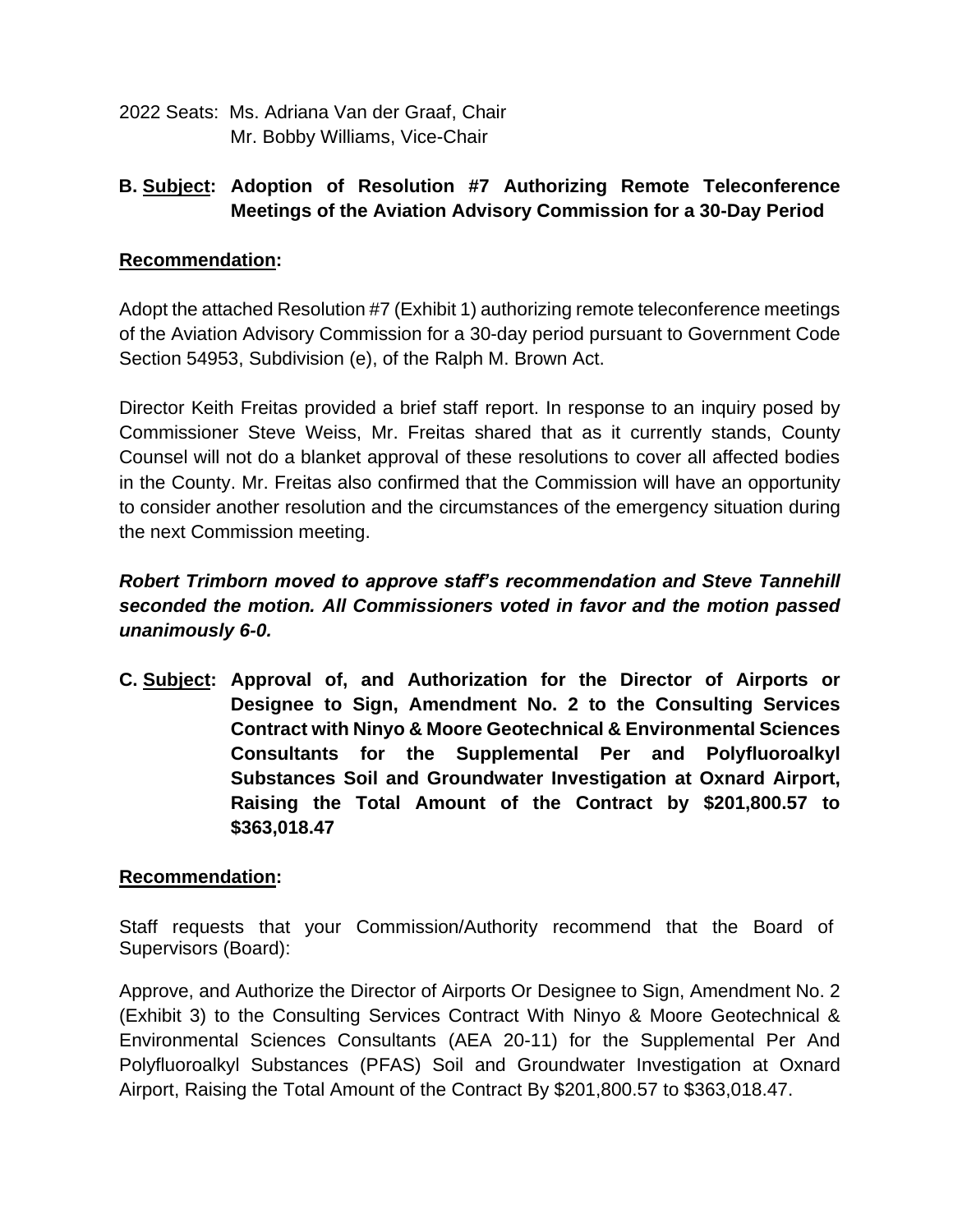2022 Seats: Ms. Adriana Van der Graaf, Chair
Mr. Bobby Williams, Vice-Chair

**B. <u>Subject</u>: Adoption of Resolution #7 Authorizing Remote Teleconference Meetings of the Aviation Advisory Commission for a 30-Day Period**

**<u>Recommendation</u>:**

Adopt the attached Resolution #7 (Exhibit 1) authorizing remote teleconference meetings of the Aviation Advisory Commission for a 30-day period pursuant to Government Code Section 54953, Subdivision (e), of the Ralph M. Brown Act.

Director Keith Freitas provided a brief staff report. In response to an inquiry posed by Commissioner Steve Weiss, Mr. Freitas shared that as it currently stands, County Counsel will not do a blanket approval of these resolutions to cover all affected bodies in the County. Mr. Freitas also confirmed that the Commission will have an opportunity to consider another resolution and the circumstances of the emergency situation during the next Commission meeting.

***Robert Trimborn moved to approve staff's recommendation and Steve Tannehill seconded the motion. All Commissioners voted in favor and the motion passed unanimously 6-0.***

**C. <u>Subject</u>: Approval of, and Authorization for the Director of Airports or Designee to Sign, Amendment No. 2 to the Consulting Services Contract with Ninyo & Moore Geotechnical & Environmental Sciences Consultants for the Supplemental Per and Polyfluoroalkyl Substances Soil and Groundwater Investigation at Oxnard Airport, Raising the Total Amount of the Contract by $201,800.57 to $363,018.47**

**<u>Recommendation</u>:**

Staff requests that your Commission/Authority recommend that the Board of Supervisors (Board):

Approve, and Authorize the Director of Airports Or Designee to Sign, Amendment No. 2 (Exhibit 3) to the Consulting Services Contract With Ninyo & Moore Geotechnical & Environmental Sciences Consultants (AEA 20-11) for the Supplemental Per And Polyfluoroalkyl Substances (PFAS) Soil and Groundwater Investigation at Oxnard Airport, Raising the Total Amount of the Contract By $201,800.57 to $363,018.47.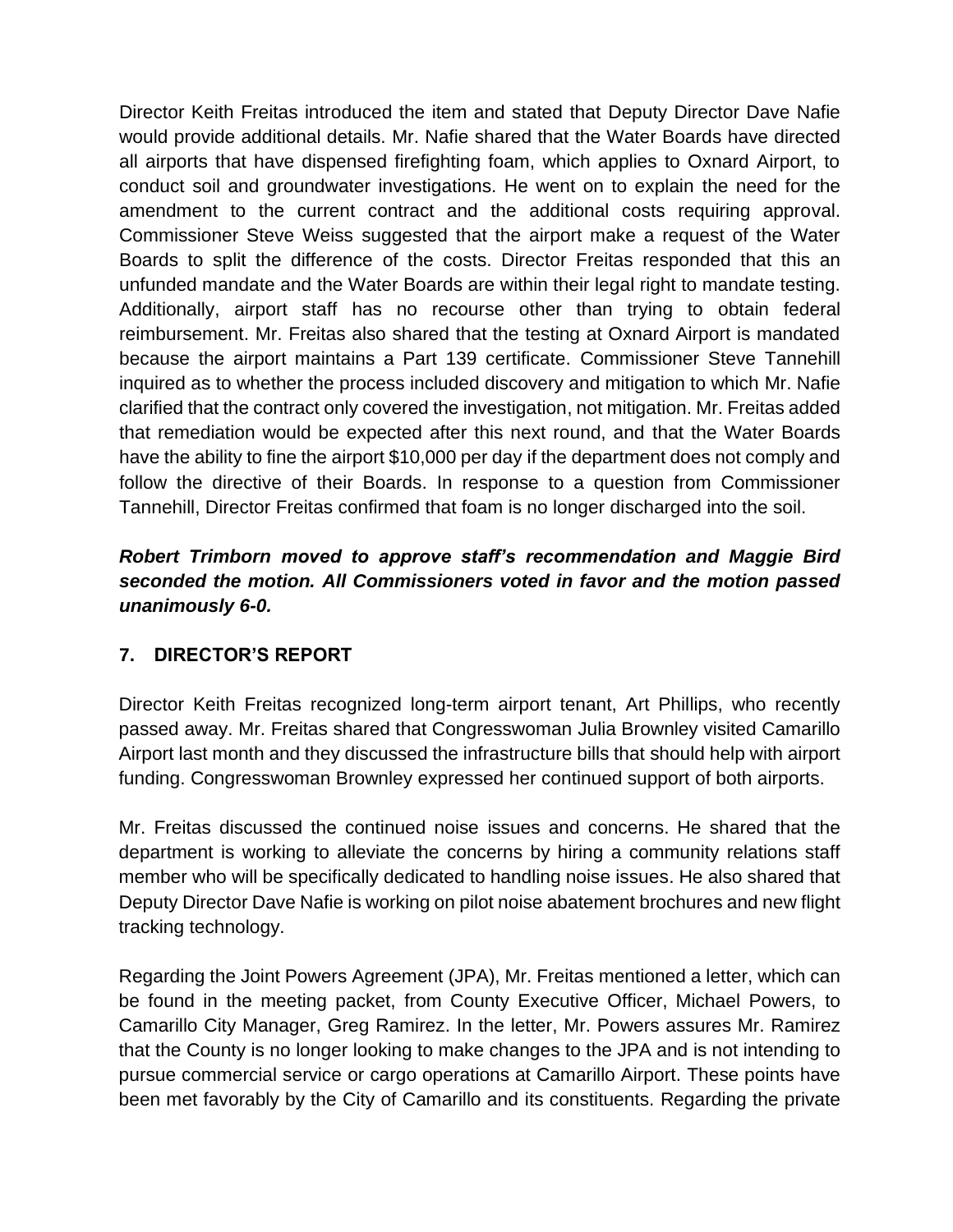Director Keith Freitas introduced the item and stated that Deputy Director Dave Nafie would provide additional details. Mr. Nafie shared that the Water Boards have directed all airports that have dispensed firefighting foam, which applies to Oxnard Airport, to conduct soil and groundwater investigations. He went on to explain the need for the amendment to the current contract and the additional costs requiring approval. Commissioner Steve Weiss suggested that the airport make a request of the Water Boards to split the difference of the costs. Director Freitas responded that this an unfunded mandate and the Water Boards are within their legal right to mandate testing. Additionally, airport staff has no recourse other than trying to obtain federal reimbursement. Mr. Freitas also shared that the testing at Oxnard Airport is mandated because the airport maintains a Part 139 certificate. Commissioner Steve Tannehill inquired as to whether the process included discovery and mitigation to which Mr. Nafie clarified that the contract only covered the investigation, not mitigation. Mr. Freitas added that remediation would be expected after this next round, and that the Water Boards have the ability to fine the airport $10,000 per day if the department does not comply and follow the directive of their Boards. In response to a question from Commissioner Tannehill, Director Freitas confirmed that foam is no longer discharged into the soil.

***Robert Trimborn moved to approve staff's recommendation and Maggie Bird seconded the motion. All Commissioners voted in favor and the motion passed unanimously 6-0.***

## 7. DIRECTOR'S REPORT

Director Keith Freitas recognized long-term airport tenant, Art Phillips, who recently passed away. Mr. Freitas shared that Congresswoman Julia Brownley visited Camarillo Airport last month and they discussed the infrastructure bills that should help with airport funding. Congresswoman Brownley expressed her continued support of both airports.

Mr. Freitas discussed the continued noise issues and concerns. He shared that the department is working to alleviate the concerns by hiring a community relations staff member who will be specifically dedicated to handling noise issues. He also shared that Deputy Director Dave Nafie is working on pilot noise abatement brochures and new flight tracking technology.

Regarding the Joint Powers Agreement (JPA), Mr. Freitas mentioned a letter, which can be found in the meeting packet, from County Executive Officer, Michael Powers, to Camarillo City Manager, Greg Ramirez. In the letter, Mr. Powers assures Mr. Ramirez that the County is no longer looking to make changes to the JPA and is not intending to pursue commercial service or cargo operations at Camarillo Airport. These points have been met favorably by the City of Camarillo and its constituents. Regarding the private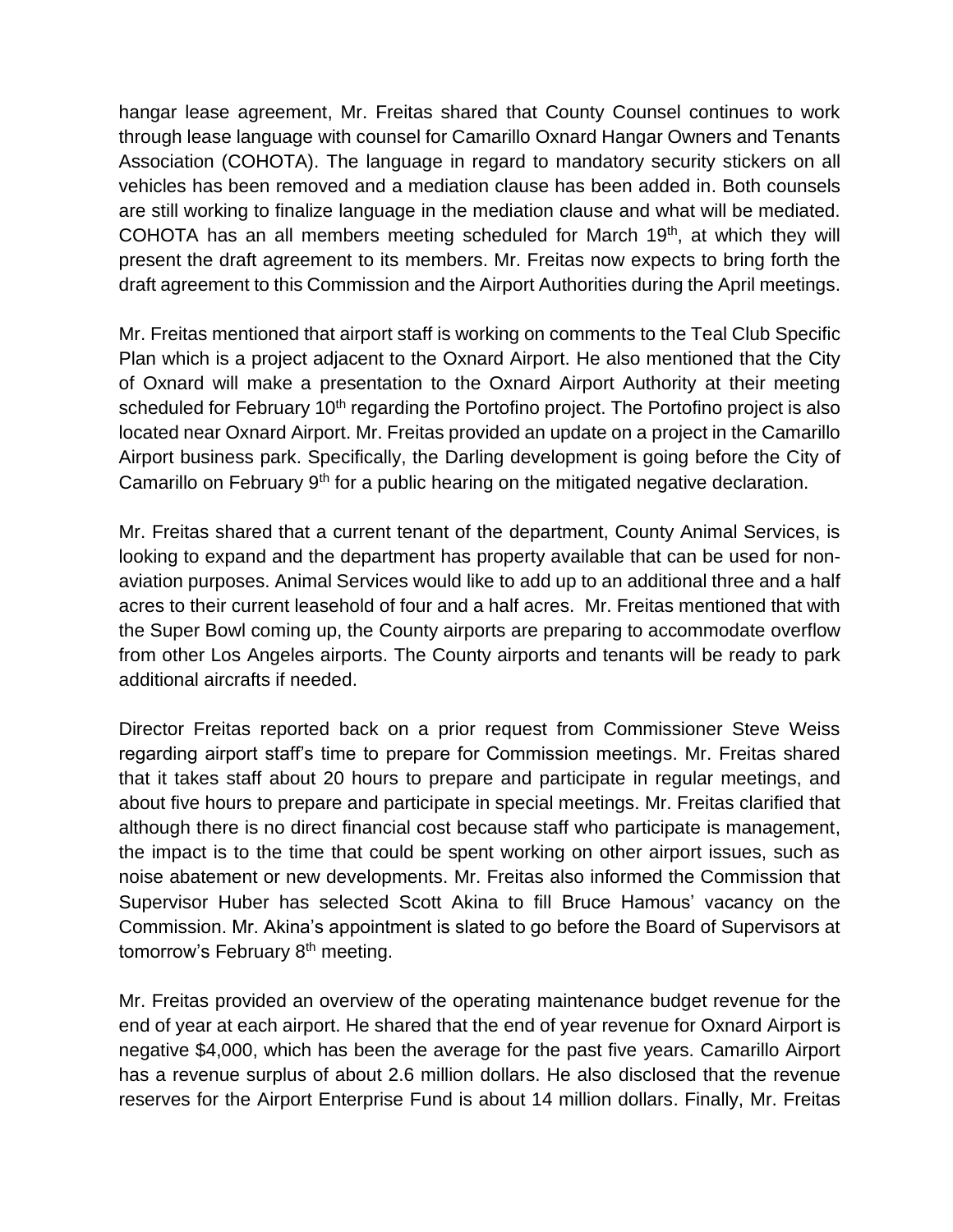hangar lease agreement, Mr. Freitas shared that County Counsel continues to work through lease language with counsel for Camarillo Oxnard Hangar Owners and Tenants Association (COHOTA). The language in regard to mandatory security stickers on all vehicles has been removed and a mediation clause has been added in. Both counsels are still working to finalize language in the mediation clause and what will be mediated. COHOTA has an all members meeting scheduled for March 19th, at which they will present the draft agreement to its members. Mr. Freitas now expects to bring forth the draft agreement to this Commission and the Airport Authorities during the April meetings.

Mr. Freitas mentioned that airport staff is working on comments to the Teal Club Specific Plan which is a project adjacent to the Oxnard Airport. He also mentioned that the City of Oxnard will make a presentation to the Oxnard Airport Authority at their meeting scheduled for February 10th regarding the Portofino project. The Portofino project is also located near Oxnard Airport. Mr. Freitas provided an update on a project in the Camarillo Airport business park. Specifically, the Darling development is going before the City of Camarillo on February 9th for a public hearing on the mitigated negative declaration.

Mr. Freitas shared that a current tenant of the department, County Animal Services, is looking to expand and the department has property available that can be used for non-aviation purposes. Animal Services would like to add up to an additional three and a half acres to their current leasehold of four and a half acres. Mr. Freitas mentioned that with the Super Bowl coming up, the County airports are preparing to accommodate overflow from other Los Angeles airports. The County airports and tenants will be ready to park additional aircrafts if needed.

Director Freitas reported back on a prior request from Commissioner Steve Weiss regarding airport staff's time to prepare for Commission meetings. Mr. Freitas shared that it takes staff about 20 hours to prepare and participate in regular meetings, and about five hours to prepare and participate in special meetings. Mr. Freitas clarified that although there is no direct financial cost because staff who participate is management, the impact is to the time that could be spent working on other airport issues, such as noise abatement or new developments. Mr. Freitas also informed the Commission that Supervisor Huber has selected Scott Akina to fill Bruce Hamous' vacancy on the Commission. Mr. Akina's appointment is slated to go before the Board of Supervisors at tomorrow's February 8th meeting.

Mr. Freitas provided an overview of the operating maintenance budget revenue for the end of year at each airport. He shared that the end of year revenue for Oxnard Airport is negative $4,000, which has been the average for the past five years. Camarillo Airport has a revenue surplus of about 2.6 million dollars. He also disclosed that the revenue reserves for the Airport Enterprise Fund is about 14 million dollars. Finally, Mr. Freitas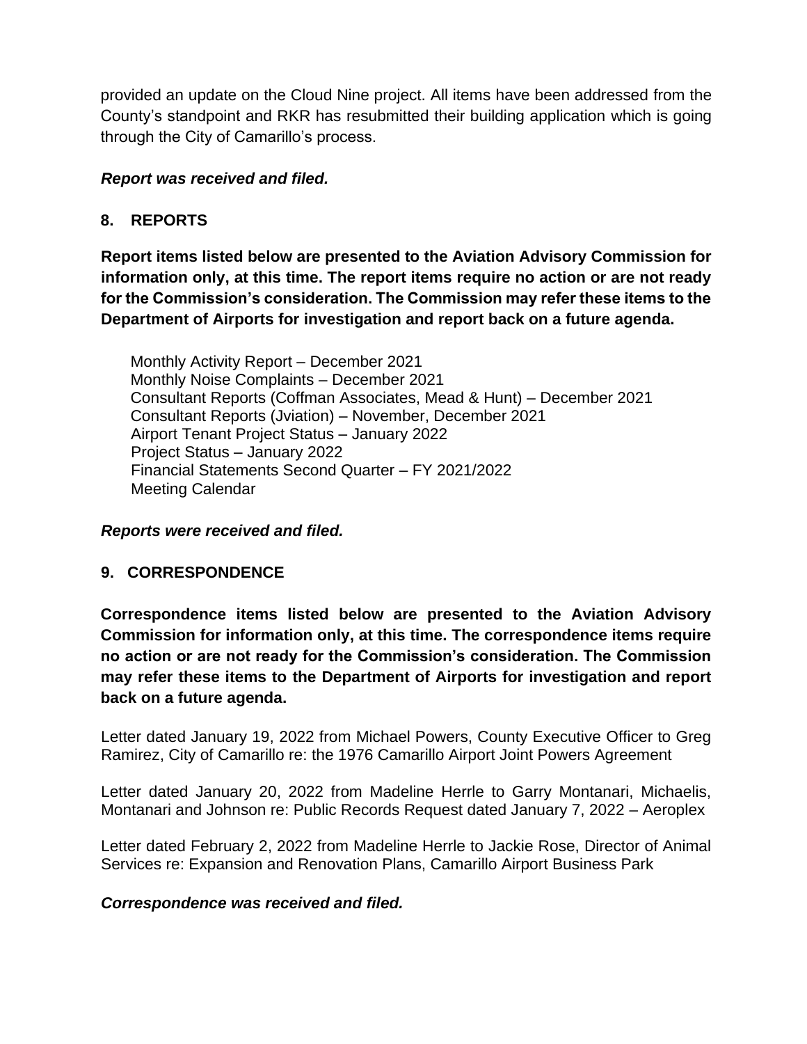provided an update on the Cloud Nine project. All items have been addressed from the County's standpoint and RKR has resubmitted their building application which is going through the City of Camarillo's process.

***Report was received and filed.***

## 8. REPORTS

**Report items listed below are presented to the Aviation Advisory Commission for information only, at this time. The report items require no action or are not ready for the Commission's consideration. The Commission may refer these items to the Department of Airports for investigation and report back on a future agenda.**

Monthly Activity Report – December 2021
Monthly Noise Complaints – December 2021
Consultant Reports (Coffman Associates, Mead & Hunt) – December 2021
Consultant Reports (Jviation) – November, December 2021
Airport Tenant Project Status – January 2022
Project Status – January 2022
Financial Statements Second Quarter – FY 2021/2022
Meeting Calendar

***Reports were received and filed.***

## 9. CORRESPONDENCE

**Correspondence items listed below are presented to the Aviation Advisory Commission for information only, at this time. The correspondence items require no action or are not ready for the Commission's consideration. The Commission may refer these items to the Department of Airports for investigation and report back on a future agenda.**

Letter dated January 19, 2022 from Michael Powers, County Executive Officer to Greg Ramirez, City of Camarillo re: the 1976 Camarillo Airport Joint Powers Agreement

Letter dated January 20, 2022 from Madeline Herrle to Garry Montanari, Michaelis, Montanari and Johnson re: Public Records Request dated January 7, 2022 – Aeroplex

Letter dated February 2, 2022 from Madeline Herrle to Jackie Rose, Director of Animal Services re: Expansion and Renovation Plans, Camarillo Airport Business Park

***Correspondence was received and filed.***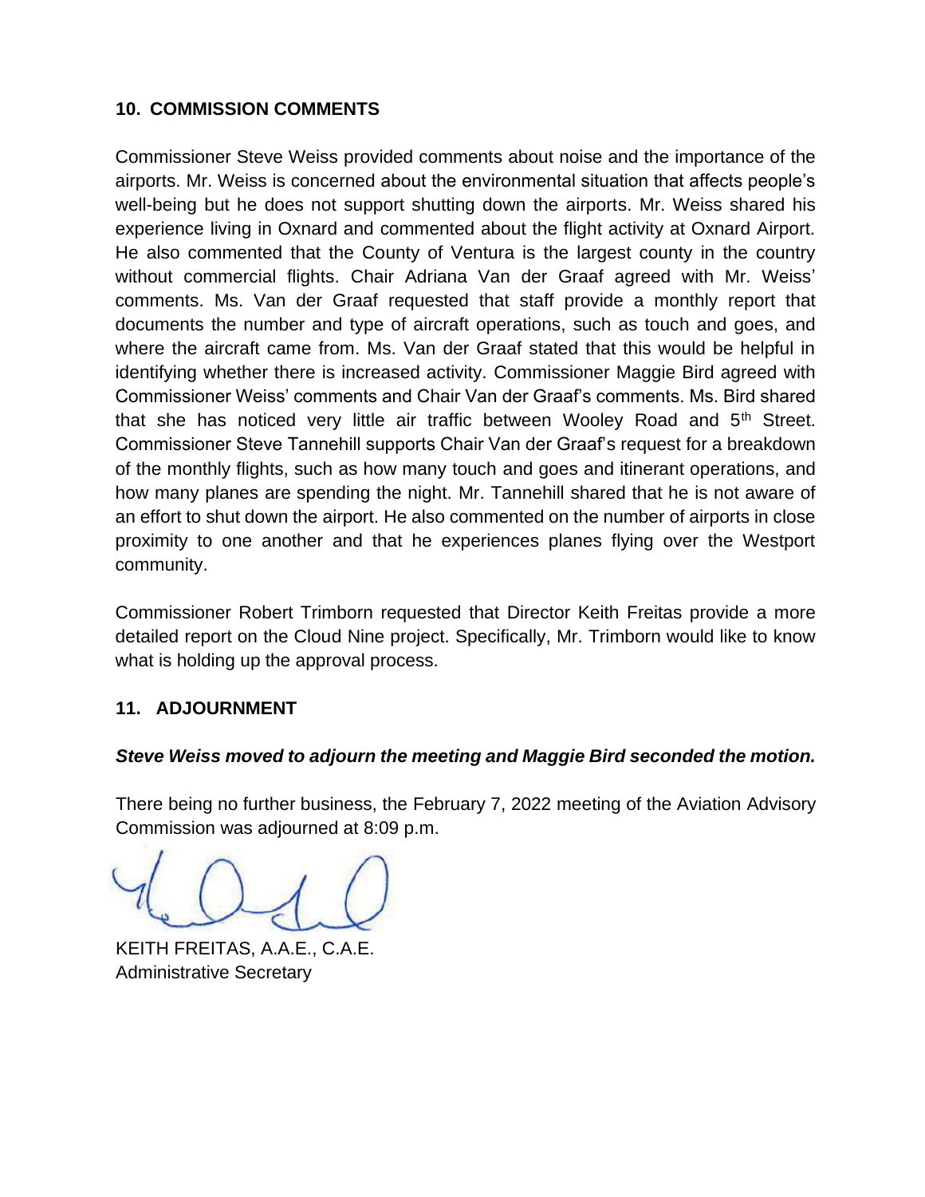## 10. COMMISSION COMMENTS

Commissioner Steve Weiss provided comments about noise and the importance of the airports. Mr. Weiss is concerned about the environmental situation that affects people's well-being but he does not support shutting down the airports. Mr. Weiss shared his experience living in Oxnard and commented about the flight activity at Oxnard Airport. He also commented that the County of Ventura is the largest county in the country without commercial flights. Chair Adriana Van der Graaf agreed with Mr. Weiss' comments. Ms. Van der Graaf requested that staff provide a monthly report that documents the number and type of aircraft operations, such as touch and goes, and where the aircraft came from. Ms. Van der Graaf stated that this would be helpful in identifying whether there is increased activity. Commissioner Maggie Bird agreed with Commissioner Weiss' comments and Chair Van der Graaf's comments. Ms. Bird shared that she has noticed very little air traffic between Wooley Road and 5th Street. Commissioner Steve Tannehill supports Chair Van der Graaf's request for a breakdown of the monthly flights, such as how many touch and goes and itinerant operations, and how many planes are spending the night. Mr. Tannehill shared that he is not aware of an effort to shut down the airport. He also commented on the number of airports in close proximity to one another and that he experiences planes flying over the Westport community.

Commissioner Robert Trimborn requested that Director Keith Freitas provide a more detailed report on the Cloud Nine project. Specifically, Mr. Trimborn would like to know what is holding up the approval process.

## 11. ADJOURNMENT

***Steve Weiss moved to adjourn the meeting and Maggie Bird seconded the motion.***

There being no further business, the February 7, 2022 meeting of the Aviation Advisory Commission was adjourned at 8:09 p.m.

KEITH FREITAS, A.A.E., C.A.E.
Administrative Secretary